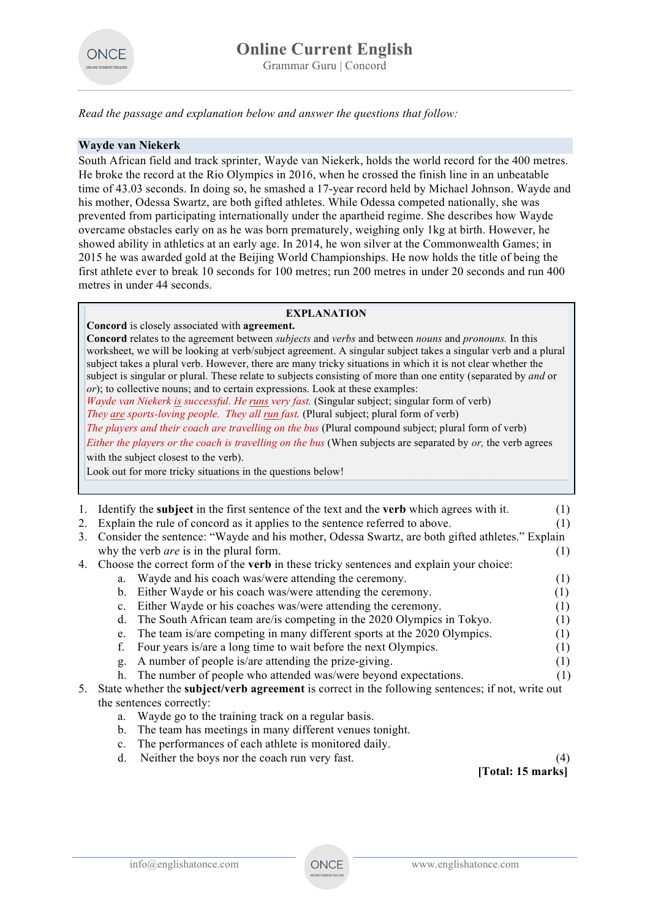# Online Current English

Grammar Guru | Concord

*Read the passage and explanation below and answer the questions that follow:*

**Wayde van Niekerk**

South African field and track sprinter, Wayde van Niekerk, holds the world record for the 400 metres. He broke the record at the Rio Olympics in 2016, when he crossed the finish line in an unbeatable time of 43.03 seconds. In doing so, he smashed a 17-year record held by Michael Johnson. Wayde and his mother, Odessa Swartz, are both gifted athletes. While Odessa competed nationally, she was prevented from participating internationally under the apartheid regime. She describes how Wayde overcame obstacles early on as he was born prematurely, weighing only 1kg at birth. However, he showed ability in athletics at an early age. In 2014, he won silver at the Commonwealth Games; in 2015 he was awarded gold at the Beijing World Championships. He now holds the title of being the first athlete ever to break 10 seconds for 100 metres; run 200 metres in under 20 seconds and run 400 metres in under 44 seconds.

**EXPLANATION**

**Concord** is closely associated with **agreement.**

**Concord** relates to the agreement between *subjects* and *verbs* and between *nouns* and *pronouns.* In this worksheet, we will be looking at verb/subject agreement. A singular subject takes a singular verb and a plural subject takes a plural verb. However, there are many tricky situations in which it is not clear whether the subject is singular or plural. These relate to subjects consisting of more than one entity (separated by *and* or *or*); to collective nouns; and to certain expressions. Look at these examples:

*Wayde van Niekerk is successful. He runs very fast.* (Singular subject; singular form of verb)

*They are sports-loving people. They all run fast.* (Plural subject; plural form of verb)

*The players and their coach are travelling on the bus* (Plural compound subject; plural form of verb)

*Either the players or the coach is travelling on the bus* (When subjects are separated by *or,* the verb agrees with the subject closest to the verb).

Look out for more tricky situations in the questions below!

1. Identify the **subject** in the first sentence of the text and the **verb** which agrees with it. (1)
2. Explain the rule of concord as it applies to the sentence referred to above. (1)
3. Consider the sentence: "Wayde and his mother, Odessa Swartz, are both gifted athletes." Explain why the verb *are* is in the plural form. (1)
4. Choose the correct form of the **verb** in these tricky sentences and explain your choice:
   a. Wayde and his coach was/were attending the ceremony. (1)
   b. Either Wayde or his coach was/were attending the ceremony. (1)
   c. Either Wayde or his coaches was/were attending the ceremony. (1)
   d. The South African team are/is competing in the 2020 Olympics in Tokyo. (1)
   e. The team is/are competing in many different sports at the 2020 Olympics. (1)
   f. Four years is/are a long time to wait before the next Olympics. (1)
   g. A number of people is/are attending the prize-giving. (1)
   h. The number of people who attended was/were beyond expectations. (1)
5. State whether the **subject/verb agreement** is correct in the following sentences; if not, write out the sentences correctly:
   a. Wayde go to the training track on a regular basis.
   b. The team has meetings in many different venues tonight.
   c. The performances of each athlete is monitored daily.
   d. Neither the boys nor the coach run very fast. (4)

**[Total: 15 marks]**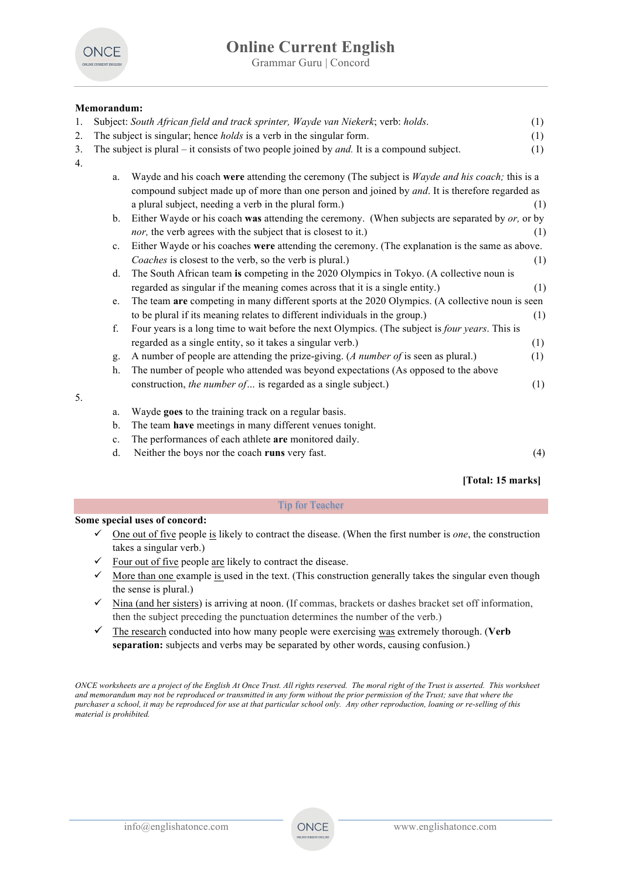**Memorandum:**

1. Subject: *South African field and track sprinter, Wayde van Niekerk*; verb: *holds*. (1)
2. The subject is singular; hence *holds* is a verb in the singular form. (1)
3. The subject is plural – it consists of two people joined by *and.* It is a compound subject. (1)
4.
   a. Wayde and his coach **were** attending the ceremony (The subject is *Wayde and his coach;* this is a compound subject made up of more than one person and joined by *and*. It is therefore regarded as a plural subject, needing a verb in the plural form.) (1)
   b. Either Wayde or his coach **was** attending the ceremony. (When subjects are separated by *or,* or by *nor,* the verb agrees with the subject that is closest to it.) (1)
   c. Either Wayde or his coaches **were** attending the ceremony. (The explanation is the same as above. *Coaches* is closest to the verb, so the verb is plural.) (1)
   d. The South African team **is** competing in the 2020 Olympics in Tokyo. (A collective noun is regarded as singular if the meaning comes across that it is a single entity.) (1)
   e. The team **are** competing in many different sports at the 2020 Olympics. (A collective noun is seen to be plural if its meaning relates to different individuals in the group.) (1)
   f. Four years is a long time to wait before the next Olympics. (The subject is *four years*. This is regarded as a single entity, so it takes a singular verb.) (1)
   g. A number of people are attending the prize-giving. (*A number of* is seen as plural.) (1)
   h. The number of people who attended was beyond expectations (As opposed to the above construction, *the number of*… is regarded as a single subject.) (1)
5.
   a. Wayde **goes** to the training track on a regular basis.
   b. The team **have** meetings in many different venues tonight.
   c. The performances of each athlete **are** monitored daily.
   d. Neither the boys nor the coach **runs** very fast. (4)

**[Total: 15 marks]**

## Tip for Teacher

**Some special uses of concord:**

- ✓ <u>One out of five</u> people <u>is</u> likely to contract the disease. (When the first number is *one*, the construction takes a singular verb.)
- ✓ <u>Four out of five</u> people <u>are</u> likely to contract the disease.
- ✓ <u>More than one</u> example <u>is</u> used in the text. (This construction generally takes the singular even though the sense is plural.)
- ✓ <u>Nina (and her sisters</u>) is arriving at noon. (If commas, brackets or dashes bracket set off information, then the subject preceding the punctuation determines the number of the verb.)
- ✓ <u>The research</u> conducted into how many people were exercising <u>was</u> extremely thorough. (**Verb separation:** subjects and verbs may be separated by other words, causing confusion.)

*ONCE worksheets are a project of the English At Once Trust. All rights reserved. The moral right of the Trust is asserted. This worksheet and memorandum may not be reproduced or transmitted in any form without the prior permission of the Trust; save that where the purchaser a school, it may be reproduced for use at that particular school only. Any other reproduction, loaning or re-selling of this material is prohibited.*